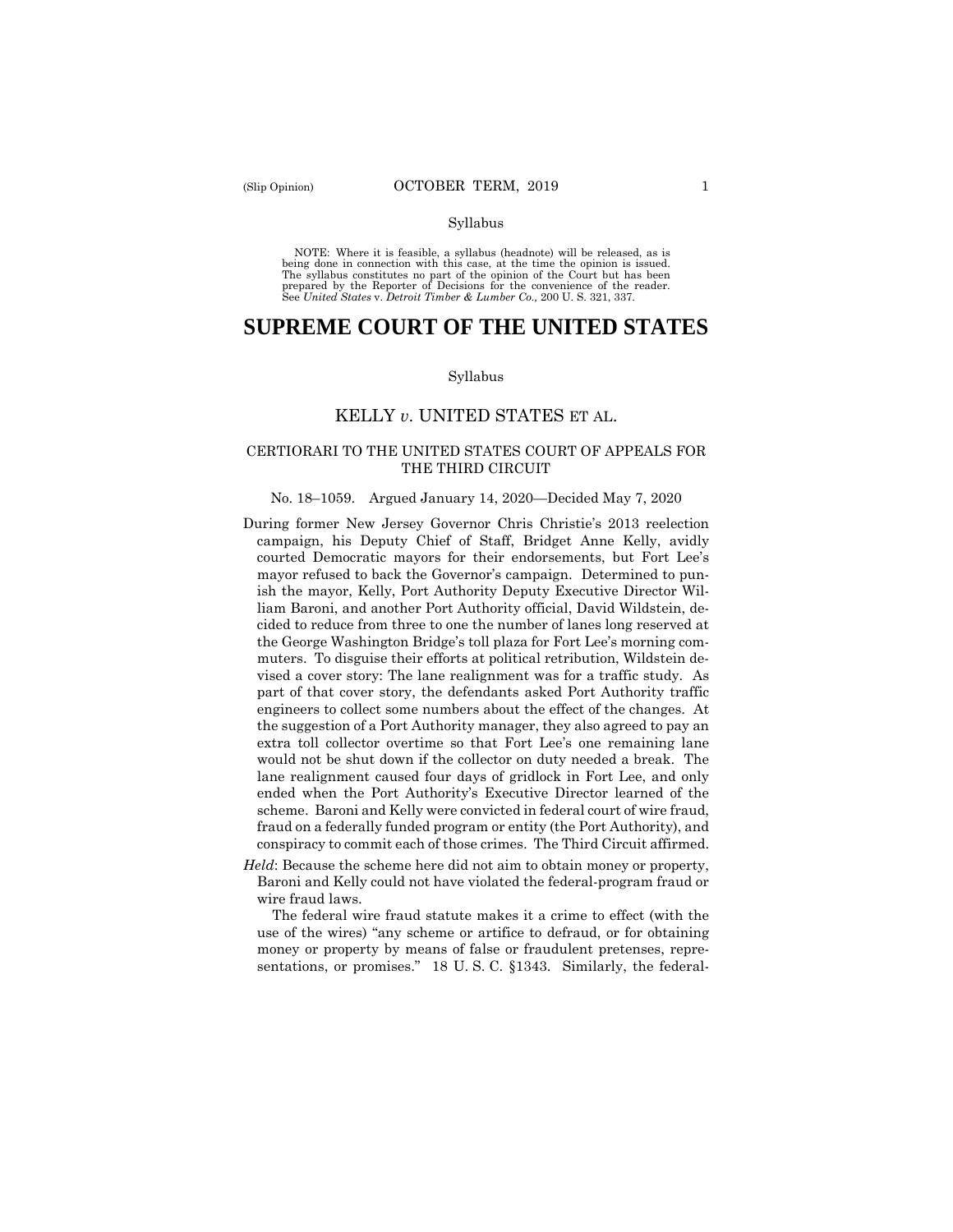Syllabus

NOTE: Where it is feasible, a syllabus (headnote) will be released, as is being done in connection with this case, at the time the opinion is issued. The syllabus constitutes no part of the opinion of the Court but has been prepared by the Reporter of Decisions for the convenience of the reader. See *United States* v. *Detroit Timber & Lumber Co.,* 200 U. S. 321, 337.

# SUPREME COURT OF THE UNITED STATES

Syllabus

## KELLY *v.* UNITED STATES ET AL.

### CERTIORARI TO THE UNITED STATES COURT OF APPEALS FOR THE THIRD CIRCUIT

No. 18–1059. Argued January 14, 2020—Decided May 7, 2020

During former New Jersey Governor Chris Christie's 2013 reelection campaign, his Deputy Chief of Staff, Bridget Anne Kelly, avidly courted Democratic mayors for their endorsements, but Fort Lee's mayor refused to back the Governor's campaign. Determined to punish the mayor, Kelly, Port Authority Deputy Executive Director William Baroni, and another Port Authority official, David Wildstein, decided to reduce from three to one the number of lanes long reserved at the George Washington Bridge's toll plaza for Fort Lee's morning commuters. To disguise their efforts at political retribution, Wildstein devised a cover story: The lane realignment was for a traffic study. As part of that cover story, the defendants asked Port Authority traffic engineers to collect some numbers about the effect of the changes. At the suggestion of a Port Authority manager, they also agreed to pay an extra toll collector overtime so that Fort Lee's one remaining lane would not be shut down if the collector on duty needed a break. The lane realignment caused four days of gridlock in Fort Lee, and only ended when the Port Authority's Executive Director learned of the scheme. Baroni and Kelly were convicted in federal court of wire fraud, fraud on a federally funded program or entity (the Port Authority), and conspiracy to commit each of those crimes. The Third Circuit affirmed.

*Held*: Because the scheme here did not aim to obtain money or property, Baroni and Kelly could not have violated the federal-program fraud or wire fraud laws.

The federal wire fraud statute makes it a crime to effect (with the use of the wires) "any scheme or artifice to defraud, or for obtaining money or property by means of false or fraudulent pretenses, representations, or promises." 18 U. S. C. §1343. Similarly, the federal-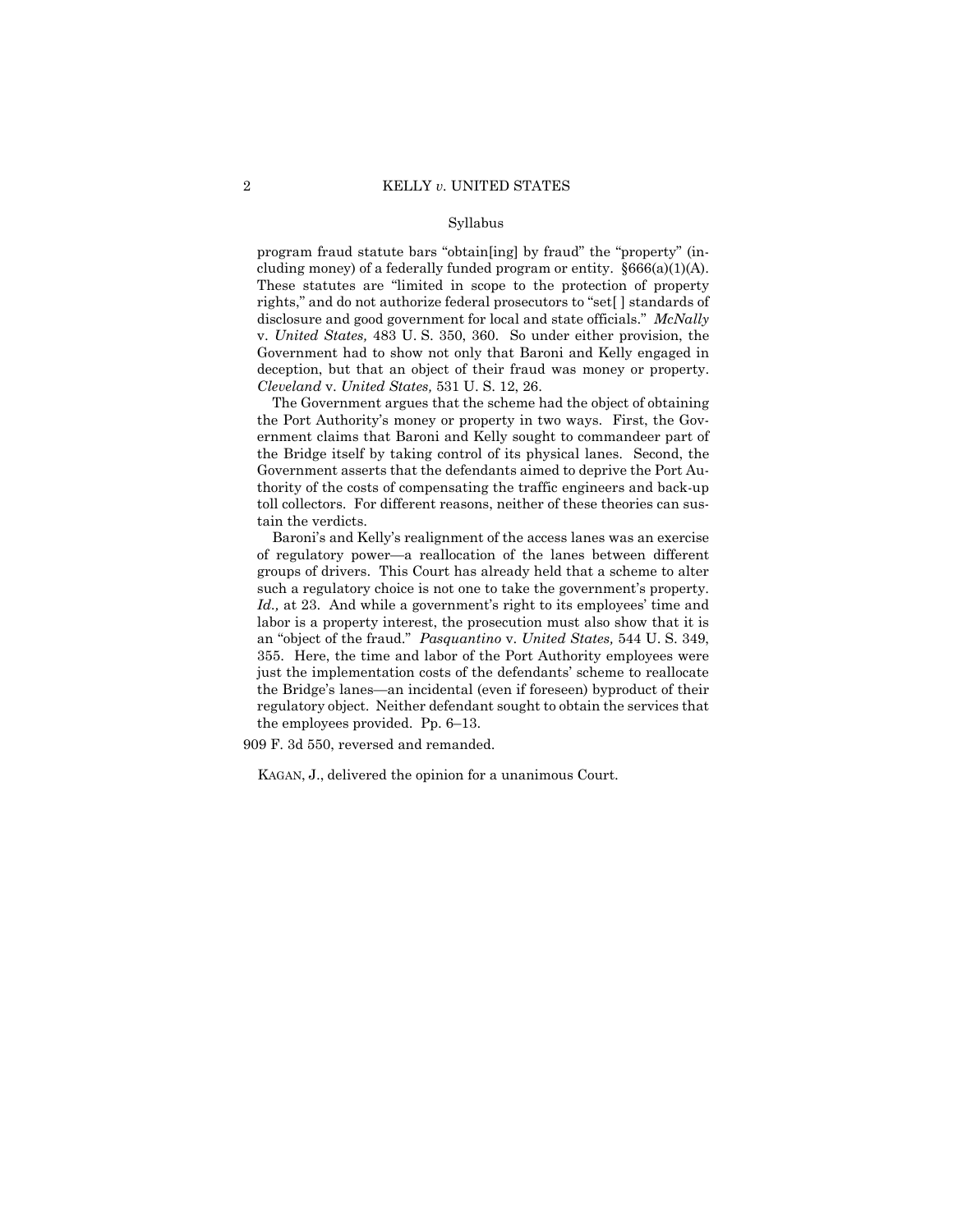Syllabus

program fraud statute bars "obtain[ing] by fraud" the "property" (including money) of a federally funded program or entity. §666(a)(1)(A). These statutes are "limited in scope to the protection of property rights," and do not authorize federal prosecutors to "set[ ] standards of disclosure and good government for local and state officials." *McNally* v. *United States,* 483 U. S. 350, 360. So under either provision, the Government had to show not only that Baroni and Kelly engaged in deception, but that an object of their fraud was money or property. *Cleveland* v. *United States,* 531 U. S. 12, 26.

The Government argues that the scheme had the object of obtaining the Port Authority's money or property in two ways. First, the Government claims that Baroni and Kelly sought to commandeer part of the Bridge itself by taking control of its physical lanes. Second, the Government asserts that the defendants aimed to deprive the Port Authority of the costs of compensating the traffic engineers and back-up toll collectors. For different reasons, neither of these theories can sustain the verdicts.

Baroni's and Kelly's realignment of the access lanes was an exercise of regulatory power—a reallocation of the lanes between different groups of drivers. This Court has already held that a scheme to alter such a regulatory choice is not one to take the government's property. *Id.,* at 23. And while a government's right to its employees' time and labor is a property interest, the prosecution must also show that it is an "object of the fraud." *Pasquantino* v. *United States,* 544 U. S. 349, 355. Here, the time and labor of the Port Authority employees were just the implementation costs of the defendants' scheme to reallocate the Bridge's lanes—an incidental (even if foreseen) byproduct of their regulatory object. Neither defendant sought to obtain the services that the employees provided. Pp. 6–13.

909 F. 3d 550, reversed and remanded.

KAGAN, J., delivered the opinion for a unanimous Court.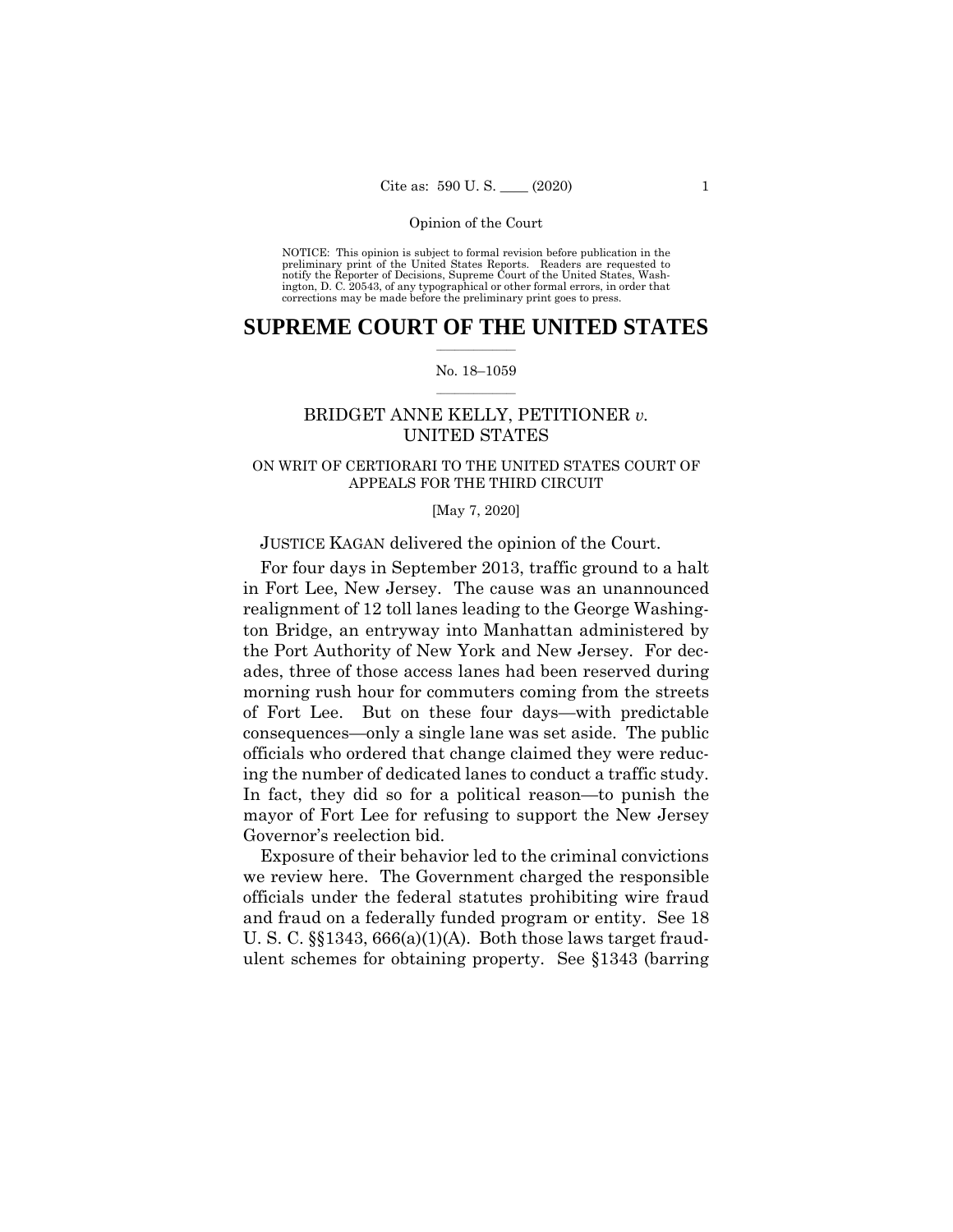NOTICE: This opinion is subject to formal revision before publication in the preliminary print of the United States Reports. Readers are requested to notify the Reporter of Decisions, Supreme Court of the United States, Washington, D. C. 20543, of any typographical or other formal errors, in order that corrections may be made before the preliminary print goes to press.

# SUPREME COURT OF THE UNITED STATES

No. 18–1059

BRIDGET ANNE KELLY, PETITIONER *v.* UNITED STATES

ON WRIT OF CERTIORARI TO THE UNITED STATES COURT OF APPEALS FOR THE THIRD CIRCUIT

[May 7, 2020]

JUSTICE KAGAN delivered the opinion of the Court.

For four days in September 2013, traffic ground to a halt in Fort Lee, New Jersey. The cause was an unannounced realignment of 12 toll lanes leading to the George Washington Bridge, an entryway into Manhattan administered by the Port Authority of New York and New Jersey. For decades, three of those access lanes had been reserved during morning rush hour for commuters coming from the streets of Fort Lee. But on these four days—with predictable consequences—only a single lane was set aside. The public officials who ordered that change claimed they were reducing the number of dedicated lanes to conduct a traffic study. In fact, they did so for a political reason—to punish the mayor of Fort Lee for refusing to support the New Jersey Governor's reelection bid.

Exposure of their behavior led to the criminal convictions we review here. The Government charged the responsible officials under the federal statutes prohibiting wire fraud and fraud on a federally funded program or entity. See 18 U. S. C. §§1343, 666(a)(1)(A). Both those laws target fraudulent schemes for obtaining property. See §1343 (barring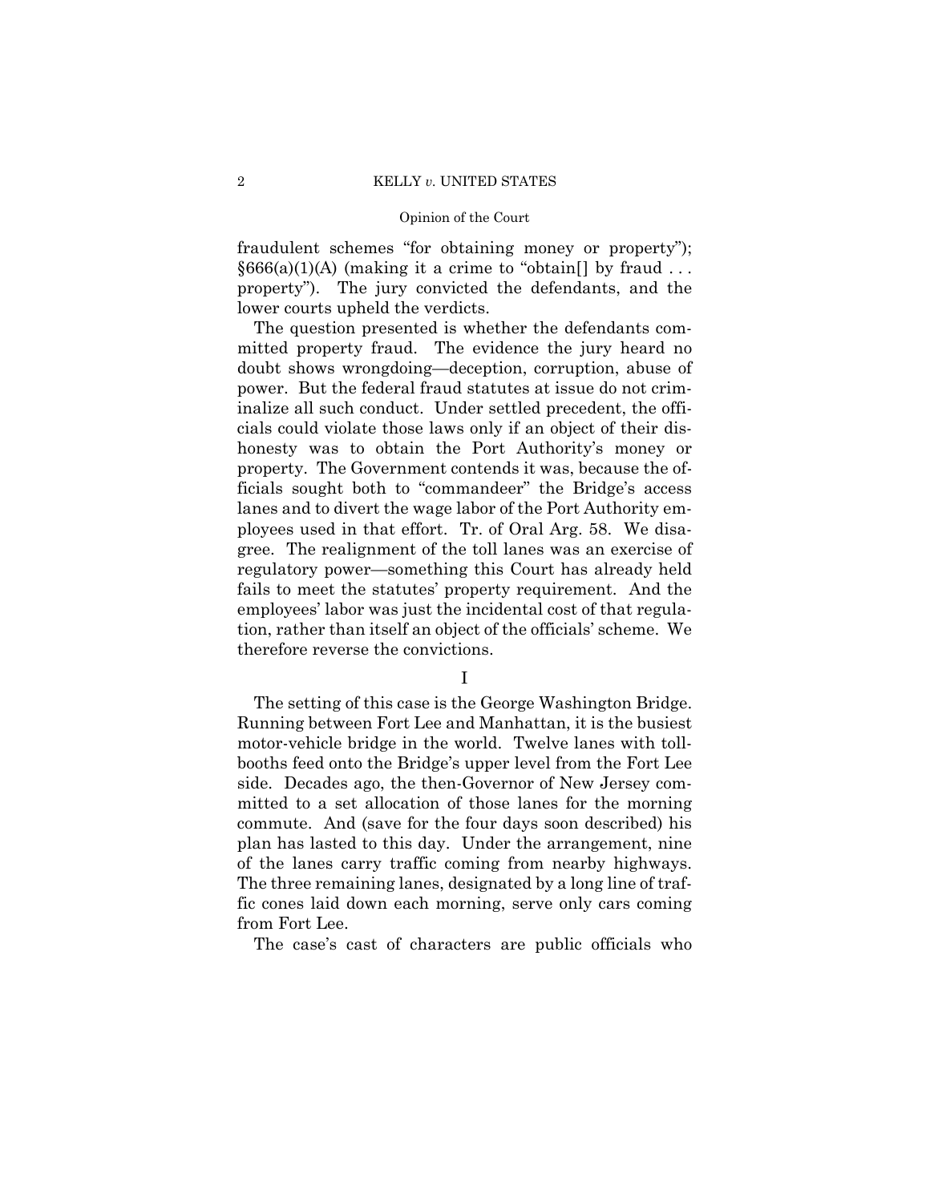fraudulent schemes "for obtaining money or property"); §666(a)(1)(A) (making it a crime to "obtain[] by fraud . . . property"). The jury convicted the defendants, and the lower courts upheld the verdicts.

The question presented is whether the defendants committed property fraud. The evidence the jury heard no doubt shows wrongdoing—deception, corruption, abuse of power. But the federal fraud statutes at issue do not criminalize all such conduct. Under settled precedent, the officials could violate those laws only if an object of their dishonesty was to obtain the Port Authority's money or property. The Government contends it was, because the officials sought both to "commandeer" the Bridge's access lanes and to divert the wage labor of the Port Authority employees used in that effort. Tr. of Oral Arg. 58. We disagree. The realignment of the toll lanes was an exercise of regulatory power—something this Court has already held fails to meet the statutes' property requirement. And the employees' labor was just the incidental cost of that regulation, rather than itself an object of the officials' scheme. We therefore reverse the convictions.

## I

The setting of this case is the George Washington Bridge. Running between Fort Lee and Manhattan, it is the busiest motor-vehicle bridge in the world. Twelve lanes with tollbooths feed onto the Bridge's upper level from the Fort Lee side. Decades ago, the then-Governor of New Jersey committed to a set allocation of those lanes for the morning commute. And (save for the four days soon described) his plan has lasted to this day. Under the arrangement, nine of the lanes carry traffic coming from nearby highways. The three remaining lanes, designated by a long line of traffic cones laid down each morning, serve only cars coming from Fort Lee.

The case's cast of characters are public officials who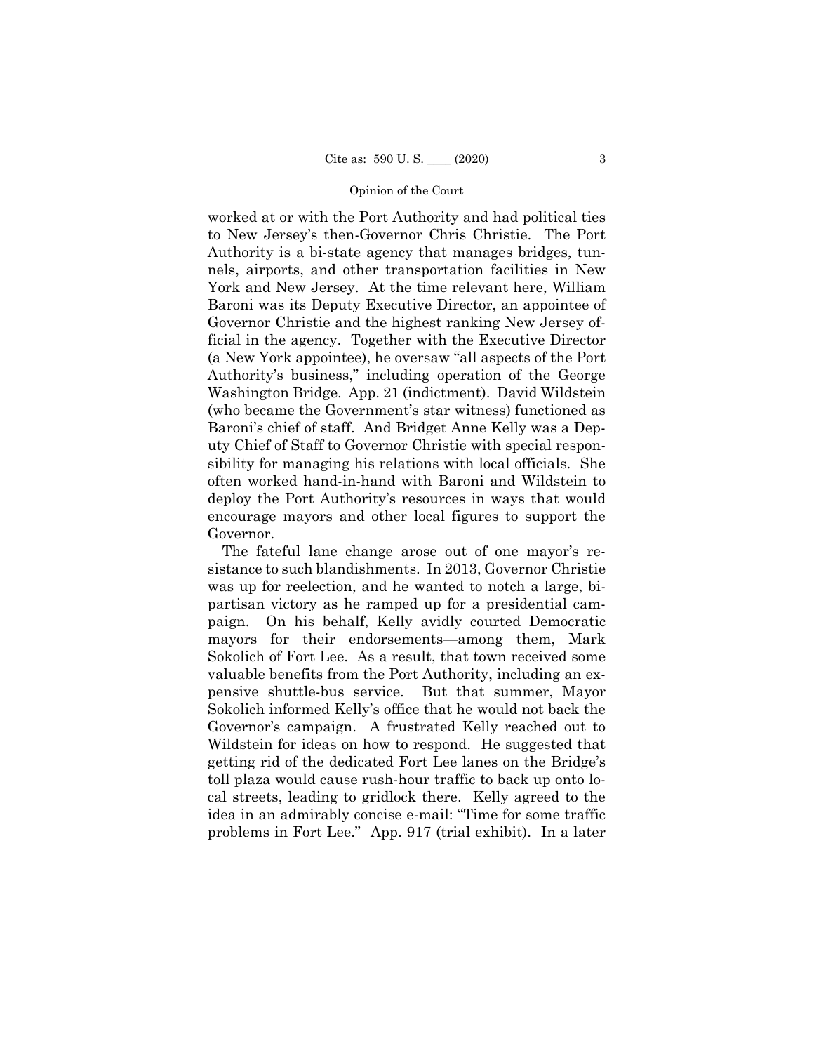worked at or with the Port Authority and had political ties to New Jersey's then-Governor Chris Christie. The Port Authority is a bi-state agency that manages bridges, tunnels, airports, and other transportation facilities in New York and New Jersey. At the time relevant here, William Baroni was its Deputy Executive Director, an appointee of Governor Christie and the highest ranking New Jersey official in the agency. Together with the Executive Director (a New York appointee), he oversaw "all aspects of the Port Authority's business," including operation of the George Washington Bridge. App. 21 (indictment). David Wildstein (who became the Government's star witness) functioned as Baroni's chief of staff. And Bridget Anne Kelly was a Deputy Chief of Staff to Governor Christie with special responsibility for managing his relations with local officials. She often worked hand-in-hand with Baroni and Wildstein to deploy the Port Authority's resources in ways that would encourage mayors and other local figures to support the Governor.

The fateful lane change arose out of one mayor's resistance to such blandishments. In 2013, Governor Christie was up for reelection, and he wanted to notch a large, bipartisan victory as he ramped up for a presidential campaign. On his behalf, Kelly avidly courted Democratic mayors for their endorsements—among them, Mark Sokolich of Fort Lee. As a result, that town received some valuable benefits from the Port Authority, including an expensive shuttle-bus service. But that summer, Mayor Sokolich informed Kelly's office that he would not back the Governor's campaign. A frustrated Kelly reached out to Wildstein for ideas on how to respond. He suggested that getting rid of the dedicated Fort Lee lanes on the Bridge's toll plaza would cause rush-hour traffic to back up onto local streets, leading to gridlock there. Kelly agreed to the idea in an admirably concise e-mail: "Time for some traffic problems in Fort Lee." App. 917 (trial exhibit). In a later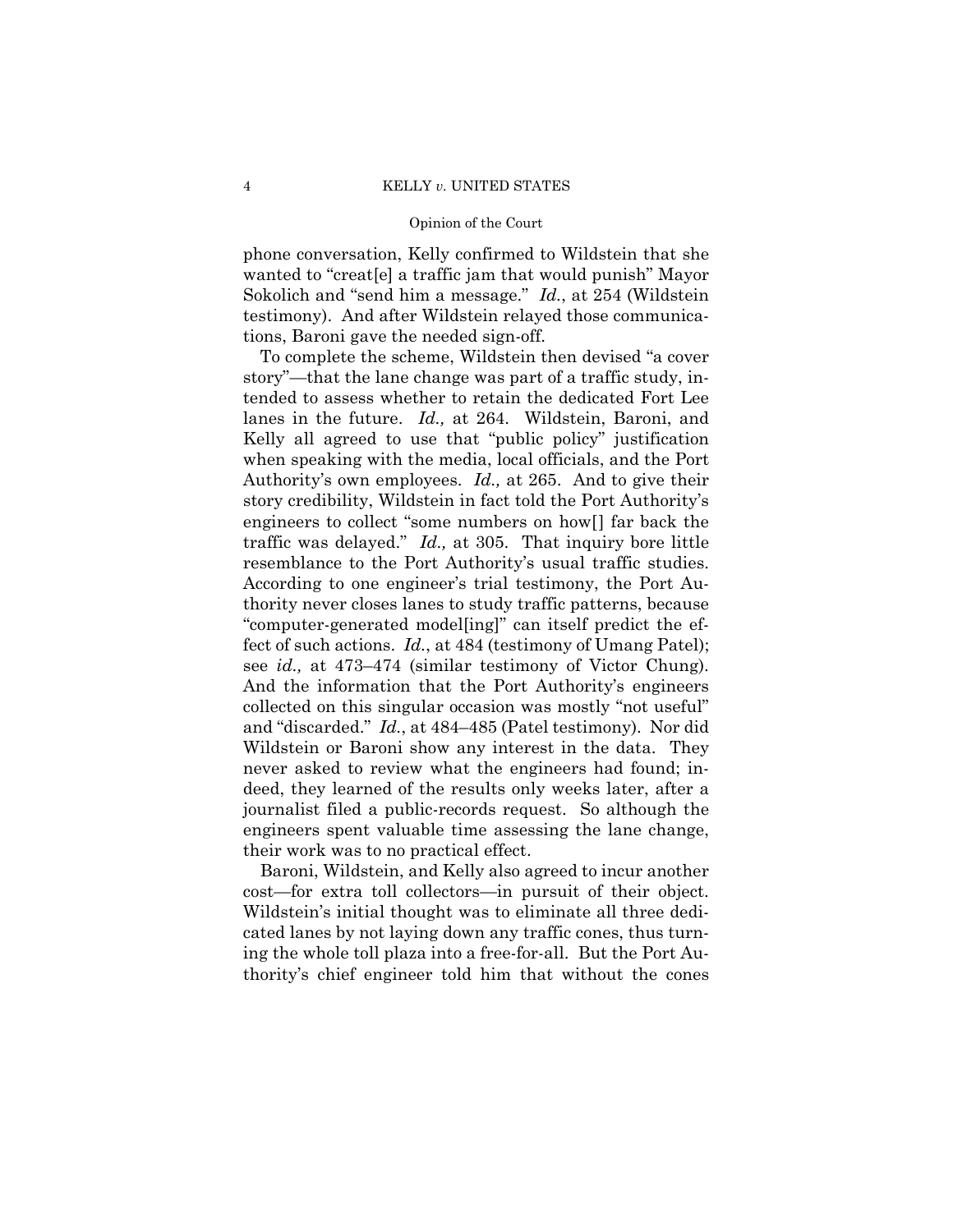phone conversation, Kelly confirmed to Wildstein that she wanted to "creat[e] a traffic jam that would punish" Mayor Sokolich and "send him a message." *Id.*, at 254 (Wildstein testimony). And after Wildstein relayed those communications, Baroni gave the needed sign-off.

To complete the scheme, Wildstein then devised "a cover story"—that the lane change was part of a traffic study, intended to assess whether to retain the dedicated Fort Lee lanes in the future. *Id.,* at 264. Wildstein, Baroni, and Kelly all agreed to use that "public policy" justification when speaking with the media, local officials, and the Port Authority's own employees. *Id.,* at 265. And to give their story credibility, Wildstein in fact told the Port Authority's engineers to collect "some numbers on how[] far back the traffic was delayed." *Id.,* at 305. That inquiry bore little resemblance to the Port Authority's usual traffic studies. According to one engineer's trial testimony, the Port Authority never closes lanes to study traffic patterns, because "computer-generated model[ing]" can itself predict the effect of such actions. *Id.*, at 484 (testimony of Umang Patel); see *id.,* at 473–474 (similar testimony of Victor Chung). And the information that the Port Authority's engineers collected on this singular occasion was mostly "not useful" and "discarded." *Id.*, at 484–485 (Patel testimony). Nor did Wildstein or Baroni show any interest in the data. They never asked to review what the engineers had found; indeed, they learned of the results only weeks later, after a journalist filed a public-records request. So although the engineers spent valuable time assessing the lane change, their work was to no practical effect.

Baroni, Wildstein, and Kelly also agreed to incur another cost—for extra toll collectors—in pursuit of their object. Wildstein's initial thought was to eliminate all three dedicated lanes by not laying down any traffic cones, thus turning the whole toll plaza into a free-for-all. But the Port Authority's chief engineer told him that without the cones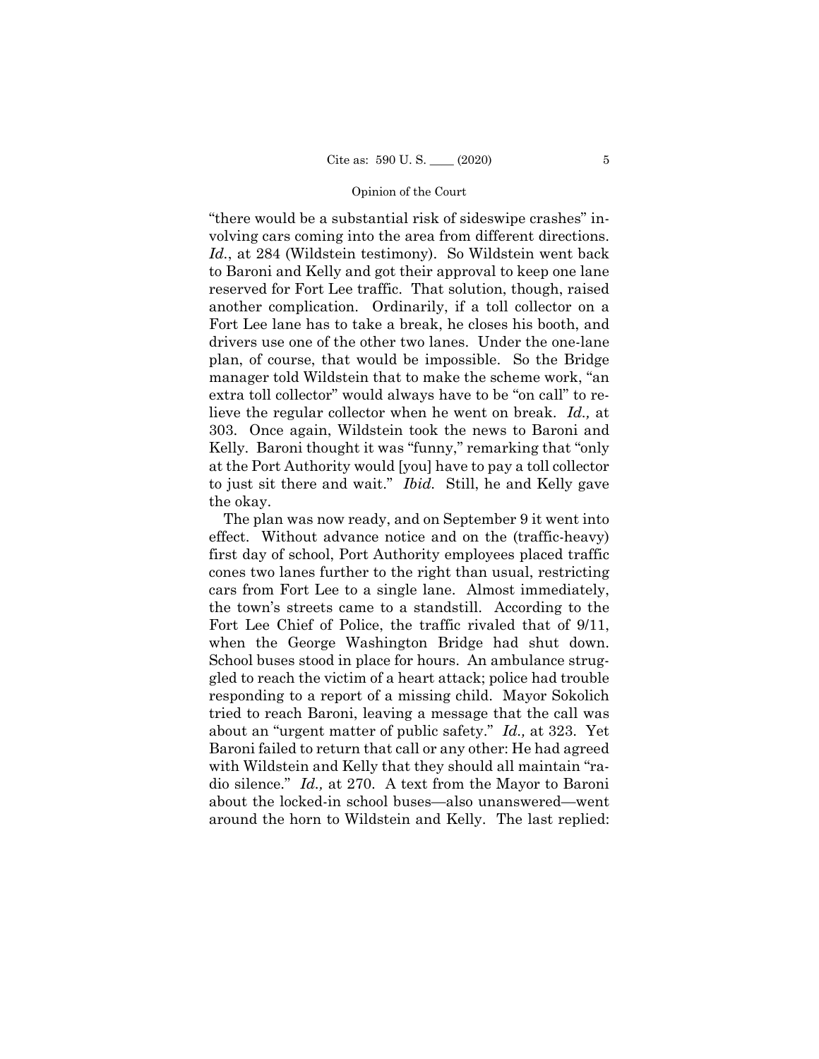"there would be a substantial risk of sideswipe crashes" involving cars coming into the area from different directions. *Id.*, at 284 (Wildstein testimony). So Wildstein went back to Baroni and Kelly and got their approval to keep one lane reserved for Fort Lee traffic. That solution, though, raised another complication. Ordinarily, if a toll collector on a Fort Lee lane has to take a break, he closes his booth, and drivers use one of the other two lanes. Under the one-lane plan, of course, that would be impossible. So the Bridge manager told Wildstein that to make the scheme work, "an extra toll collector" would always have to be "on call" to relieve the regular collector when he went on break. *Id.,* at 303. Once again, Wildstein took the news to Baroni and Kelly. Baroni thought it was "funny," remarking that "only at the Port Authority would [you] have to pay a toll collector to just sit there and wait." *Ibid.* Still, he and Kelly gave the okay.

The plan was now ready, and on September 9 it went into effect. Without advance notice and on the (traffic-heavy) first day of school, Port Authority employees placed traffic cones two lanes further to the right than usual, restricting cars from Fort Lee to a single lane. Almost immediately, the town's streets came to a standstill. According to the Fort Lee Chief of Police, the traffic rivaled that of 9/11, when the George Washington Bridge had shut down. School buses stood in place for hours. An ambulance struggled to reach the victim of a heart attack; police had trouble responding to a report of a missing child. Mayor Sokolich tried to reach Baroni, leaving a message that the call was about an "urgent matter of public safety." *Id.,* at 323. Yet Baroni failed to return that call or any other: He had agreed with Wildstein and Kelly that they should all maintain "radio silence." *Id.,* at 270. A text from the Mayor to Baroni about the locked-in school buses—also unanswered—went around the horn to Wildstein and Kelly. The last replied: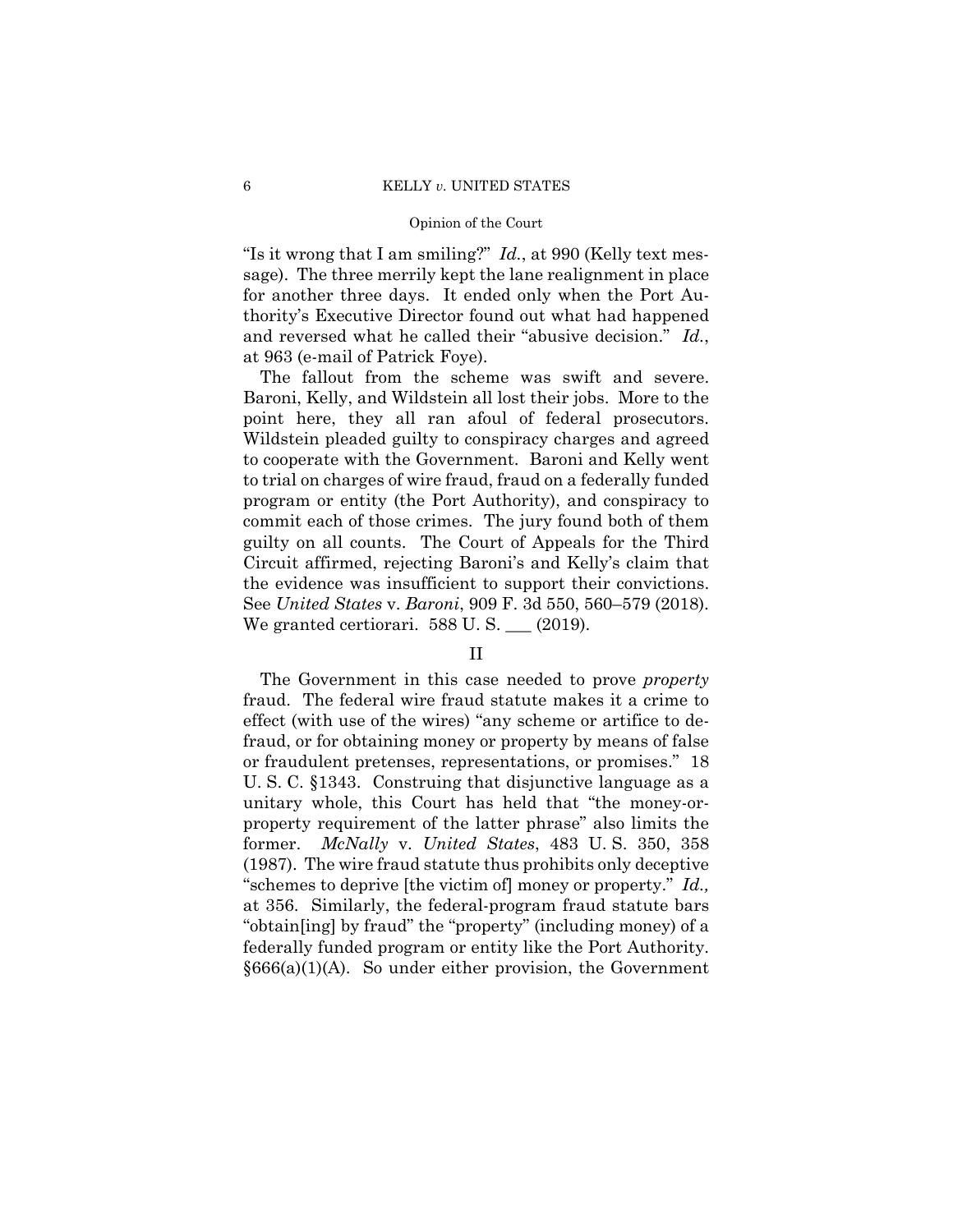"Is it wrong that I am smiling?" *Id.*, at 990 (Kelly text message). The three merrily kept the lane realignment in place for another three days. It ended only when the Port Authority's Executive Director found out what had happened and reversed what he called their "abusive decision." *Id.*, at 963 (e-mail of Patrick Foye).

The fallout from the scheme was swift and severe. Baroni, Kelly, and Wildstein all lost their jobs. More to the point here, they all ran afoul of federal prosecutors. Wildstein pleaded guilty to conspiracy charges and agreed to cooperate with the Government. Baroni and Kelly went to trial on charges of wire fraud, fraud on a federally funded program or entity (the Port Authority), and conspiracy to commit each of those crimes. The jury found both of them guilty on all counts. The Court of Appeals for the Third Circuit affirmed, rejecting Baroni's and Kelly's claim that the evidence was insufficient to support their convictions. See *United States* v. *Baroni*, 909 F. 3d 550, 560–579 (2018). We granted certiorari. 588 U. S. ___ (2019).

## II

The Government in this case needed to prove *property* fraud. The federal wire fraud statute makes it a crime to effect (with use of the wires) "any scheme or artifice to defraud, or for obtaining money or property by means of false or fraudulent pretenses, representations, or promises." 18 U. S. C. §1343. Construing that disjunctive language as a unitary whole, this Court has held that "the money-or-property requirement of the latter phrase" also limits the former. *McNally* v. *United States*, 483 U. S. 350, 358 (1987). The wire fraud statute thus prohibits only deceptive "schemes to deprive [the victim of] money or property." *Id.,* at 356. Similarly, the federal-program fraud statute bars "obtain[ing] by fraud" the "property" (including money) of a federally funded program or entity like the Port Authority. §666(a)(1)(A). So under either provision, the Government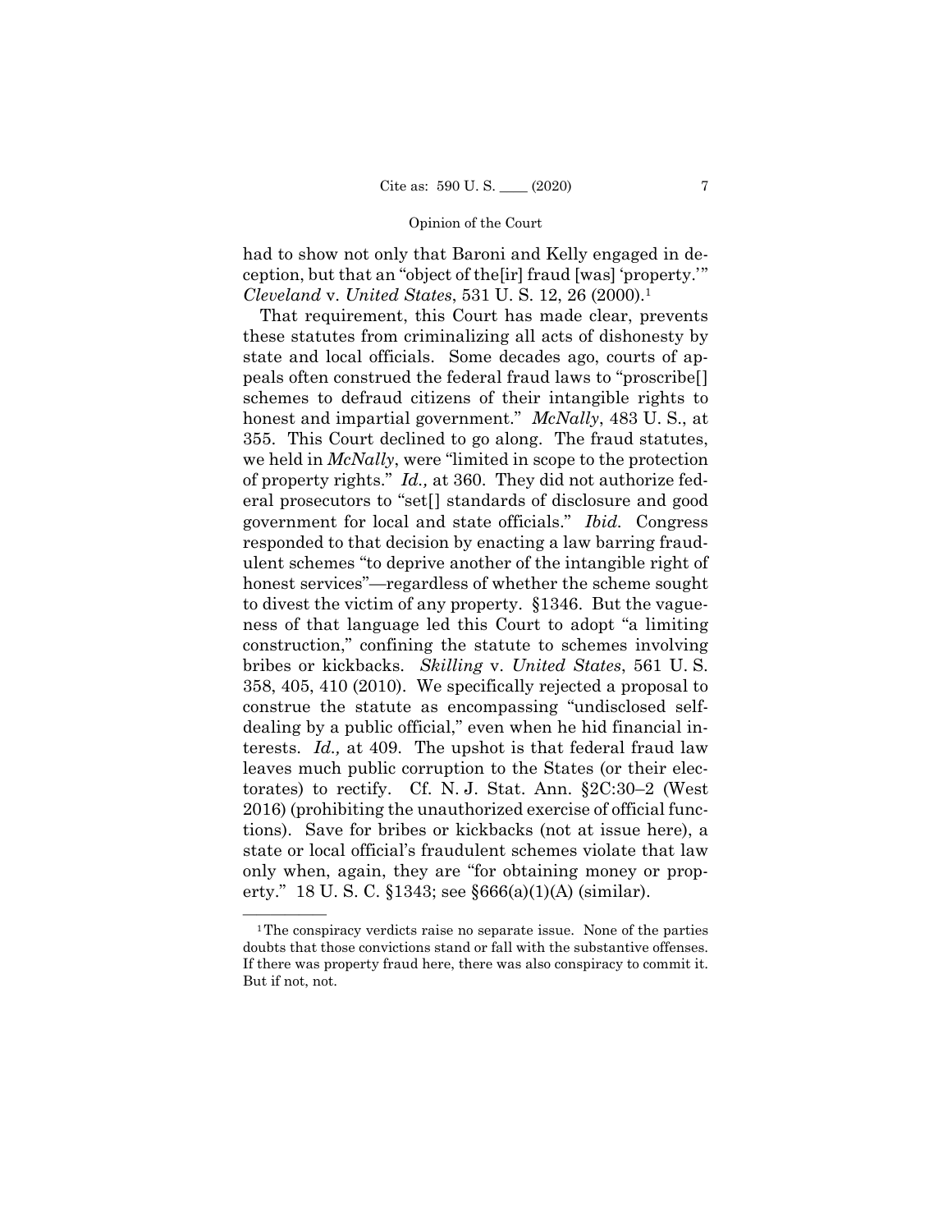had to show not only that Baroni and Kelly engaged in deception, but that an "object of the[ir] fraud [was] 'property.'" *Cleveland* v. *United States*, 531 U. S. 12, 26 (2000).[1]

That requirement, this Court has made clear, prevents these statutes from criminalizing all acts of dishonesty by state and local officials. Some decades ago, courts of appeals often construed the federal fraud laws to "proscribe[] schemes to defraud citizens of their intangible rights to honest and impartial government." *McNally*, 483 U. S., at 355. This Court declined to go along. The fraud statutes, we held in *McNally*, were "limited in scope to the protection of property rights." *Id.,* at 360. They did not authorize federal prosecutors to "set[] standards of disclosure and good government for local and state officials." *Ibid.* Congress responded to that decision by enacting a law barring fraudulent schemes "to deprive another of the intangible right of honest services"—regardless of whether the scheme sought to divest the victim of any property. §1346. But the vagueness of that language led this Court to adopt "a limiting construction," confining the statute to schemes involving bribes or kickbacks. *Skilling* v. *United States*, 561 U. S. 358, 405, 410 (2010). We specifically rejected a proposal to construe the statute as encompassing "undisclosed self-dealing by a public official," even when he hid financial interests. *Id.,* at 409. The upshot is that federal fraud law leaves much public corruption to the States (or their electorates) to rectify. Cf. N. J. Stat. Ann. §2C:30–2 (West 2016) (prohibiting the unauthorized exercise of official functions). Save for bribes or kickbacks (not at issue here), a state or local official's fraudulent schemes violate that law only when, again, they are "for obtaining money or property." 18 U. S. C. §1343; see §666(a)(1)(A) (similar).

---

[1] The conspiracy verdicts raise no separate issue. None of the parties doubts that those convictions stand or fall with the substantive offenses. If there was property fraud here, there was also conspiracy to commit it. But if not, not.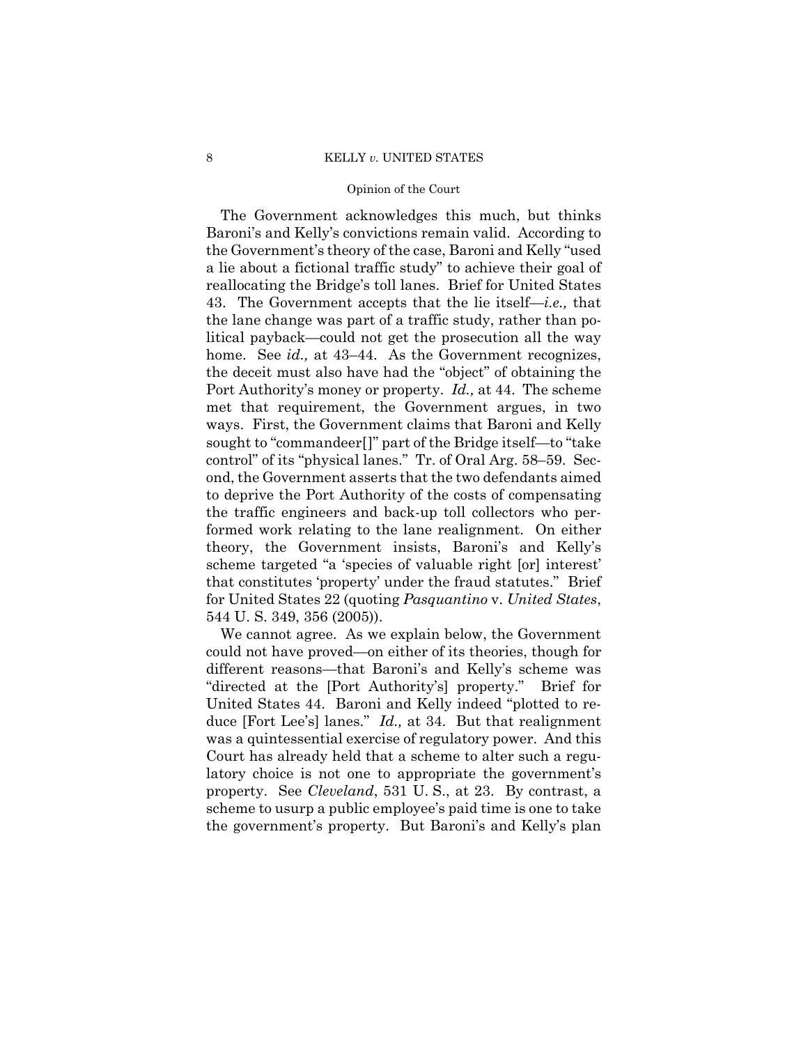The Government acknowledges this much, but thinks Baroni's and Kelly's convictions remain valid. According to the Government's theory of the case, Baroni and Kelly "used a lie about a fictional traffic study" to achieve their goal of reallocating the Bridge's toll lanes. Brief for United States 43. The Government accepts that the lie itself—*i.e.,* that the lane change was part of a traffic study, rather than political payback—could not get the prosecution all the way home. See *id.,* at 43–44. As the Government recognizes, the deceit must also have had the "object" of obtaining the Port Authority's money or property. *Id.,* at 44. The scheme met that requirement, the Government argues, in two ways. First, the Government claims that Baroni and Kelly sought to "commandeer[]" part of the Bridge itself—to "take control" of its "physical lanes." Tr. of Oral Arg. 58–59. Second, the Government asserts that the two defendants aimed to deprive the Port Authority of the costs of compensating the traffic engineers and back-up toll collectors who performed work relating to the lane realignment. On either theory, the Government insists, Baroni's and Kelly's scheme targeted "a 'species of valuable right [or] interest' that constitutes 'property' under the fraud statutes." Brief for United States 22 (quoting *Pasquantino* v. *United States*, 544 U. S. 349, 356 (2005)).

We cannot agree. As we explain below, the Government could not have proved—on either of its theories, though for different reasons—that Baroni's and Kelly's scheme was "directed at the [Port Authority's] property." Brief for United States 44. Baroni and Kelly indeed "plotted to reduce [Fort Lee's] lanes." *Id.,* at 34. But that realignment was a quintessential exercise of regulatory power. And this Court has already held that a scheme to alter such a regulatory choice is not one to appropriate the government's property. See *Cleveland*, 531 U. S., at 23. By contrast, a scheme to usurp a public employee's paid time is one to take the government's property. But Baroni's and Kelly's plan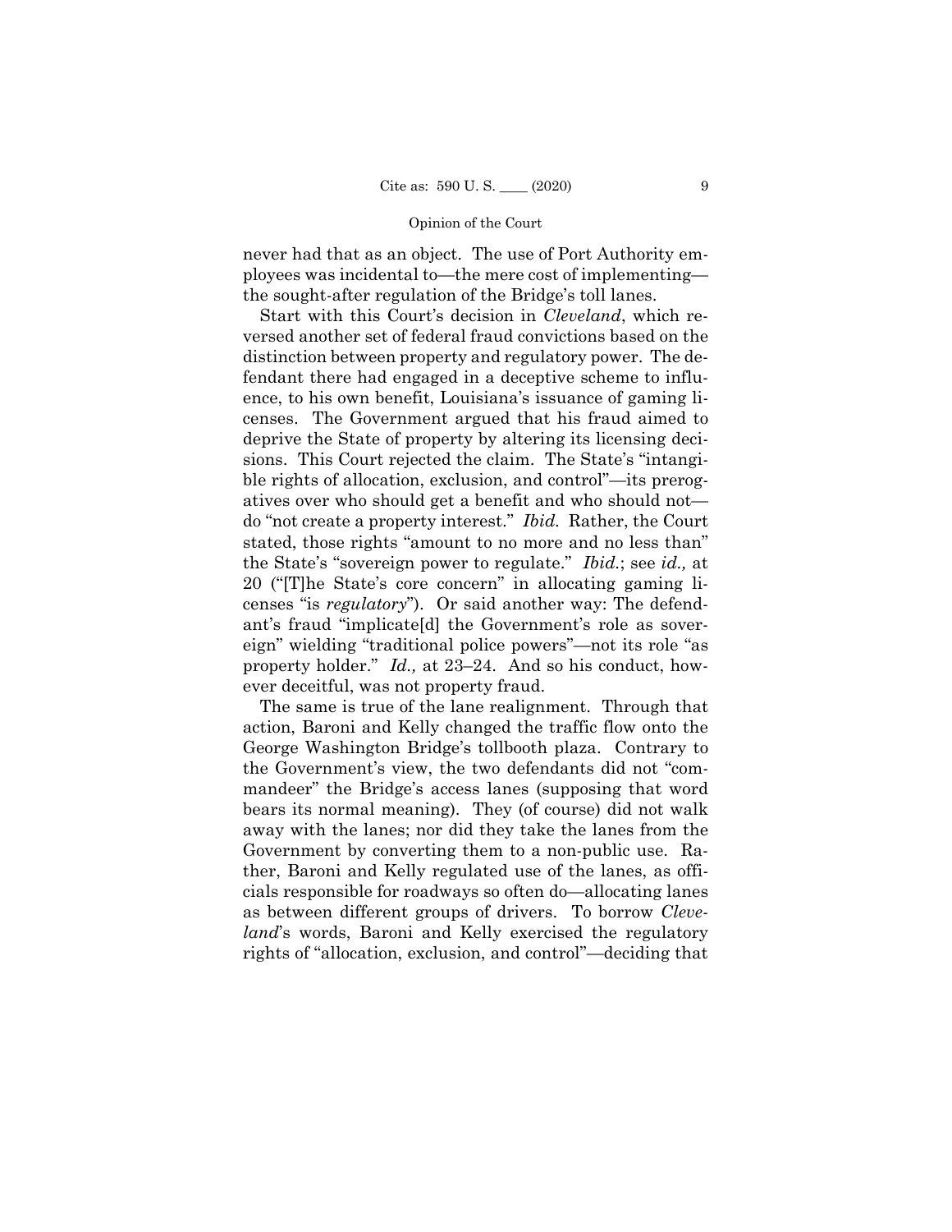never had that as an object. The use of Port Authority employees was incidental to—the mere cost of implementing—the sought-after regulation of the Bridge's toll lanes.

Start with this Court's decision in *Cleveland*, which reversed another set of federal fraud convictions based on the distinction between property and regulatory power. The defendant there had engaged in a deceptive scheme to influence, to his own benefit, Louisiana's issuance of gaming licenses. The Government argued that his fraud aimed to deprive the State of property by altering its licensing decisions. This Court rejected the claim. The State's "intangible rights of allocation, exclusion, and control"—its prerogatives over who should get a benefit and who should not—do "not create a property interest." *Ibid.* Rather, the Court stated, those rights "amount to no more and no less than" the State's "sovereign power to regulate." *Ibid.*; see *id.,* at 20 ("[T]he State's core concern" in allocating gaming licenses "is *regulatory*"). Or said another way: The defendant's fraud "implicate[d] the Government's role as sovereign" wielding "traditional police powers"—not its role "as property holder." *Id.,* at 23–24. And so his conduct, however deceitful, was not property fraud.

The same is true of the lane realignment. Through that action, Baroni and Kelly changed the traffic flow onto the George Washington Bridge's tollbooth plaza. Contrary to the Government's view, the two defendants did not "commandeer" the Bridge's access lanes (supposing that word bears its normal meaning). They (of course) did not walk away with the lanes; nor did they take the lanes from the Government by converting them to a non-public use. Rather, Baroni and Kelly regulated use of the lanes, as officials responsible for roadways so often do—allocating lanes as between different groups of drivers. To borrow *Cleveland*'s words, Baroni and Kelly exercised the regulatory rights of "allocation, exclusion, and control"—deciding that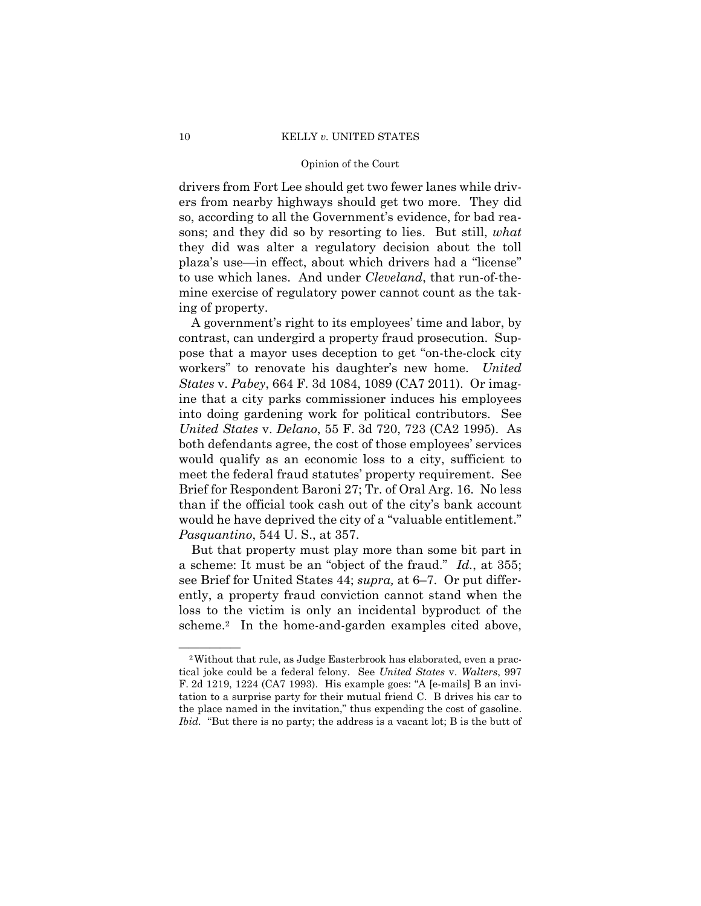drivers from Fort Lee should get two fewer lanes while drivers from nearby highways should get two more. They did so, according to all the Government's evidence, for bad reasons; and they did so by resorting to lies. But still, *what* they did was alter a regulatory decision about the toll plaza's use—in effect, about which drivers had a "license" to use which lanes. And under *Cleveland*, that run-of-the-mine exercise of regulatory power cannot count as the taking of property.

A government's right to its employees' time and labor, by contrast, can undergird a property fraud prosecution. Suppose that a mayor uses deception to get "on-the-clock city workers" to renovate his daughter's new home. *United States* v. *Pabey*, 664 F. 3d 1084, 1089 (CA7 2011). Or imagine that a city parks commissioner induces his employees into doing gardening work for political contributors. See *United States* v. *Delano*, 55 F. 3d 720, 723 (CA2 1995). As both defendants agree, the cost of those employees' services would qualify as an economic loss to a city, sufficient to meet the federal fraud statutes' property requirement. See Brief for Respondent Baroni 27; Tr. of Oral Arg. 16. No less than if the official took cash out of the city's bank account would he have deprived the city of a "valuable entitlement." *Pasquantino*, 544 U. S., at 357.

But that property must play more than some bit part in a scheme: It must be an "object of the fraud." *Id.*, at 355; see Brief for United States 44; *supra,* at 6–7. Or put differently, a property fraud conviction cannot stand when the loss to the victim is only an incidental byproduct of the scheme.[2] In the home-and-garden examples cited above,

---

[2] Without that rule, as Judge Easterbrook has elaborated, even a practical joke could be a federal felony. See *United States* v. *Walters*, 997 F. 2d 1219, 1224 (CA7 1993). His example goes: "A [e-mails] B an invitation to a surprise party for their mutual friend C. B drives his car to the place named in the invitation," thus expending the cost of gasoline. *Ibid.* "But there is no party; the address is a vacant lot; B is the butt of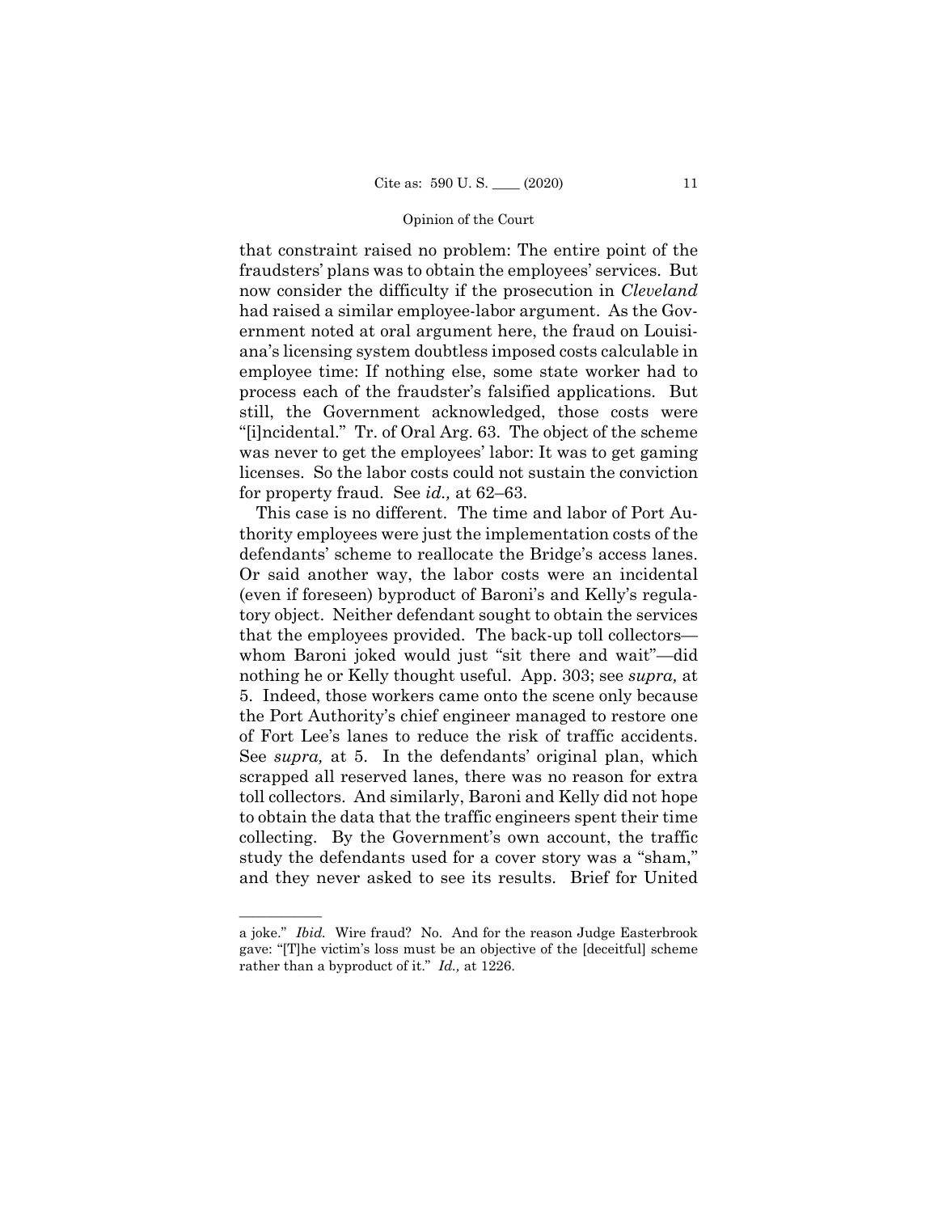that constraint raised no problem: The entire point of the fraudsters' plans was to obtain the employees' services. But now consider the difficulty if the prosecution in *Cleveland* had raised a similar employee-labor argument. As the Government noted at oral argument here, the fraud on Louisiana's licensing system doubtless imposed costs calculable in employee time: If nothing else, some state worker had to process each of the fraudster's falsified applications. But still, the Government acknowledged, those costs were "[i]ncidental." Tr. of Oral Arg. 63. The object of the scheme was never to get the employees' labor: It was to get gaming licenses. So the labor costs could not sustain the conviction for property fraud. See *id.,* at 62–63.

This case is no different. The time and labor of Port Authority employees were just the implementation costs of the defendants' scheme to reallocate the Bridge's access lanes. Or said another way, the labor costs were an incidental (even if foreseen) byproduct of Baroni's and Kelly's regulatory object. Neither defendant sought to obtain the services that the employees provided. The back-up toll collectors—whom Baroni joked would just "sit there and wait"—did nothing he or Kelly thought useful. App. 303; see *supra,* at 5. Indeed, those workers came onto the scene only because the Port Authority's chief engineer managed to restore one of Fort Lee's lanes to reduce the risk of traffic accidents. See *supra,* at 5. In the defendants' original plan, which scrapped all reserved lanes, there was no reason for extra toll collectors. And similarly, Baroni and Kelly did not hope to obtain the data that the traffic engineers spent their time collecting. By the Government's own account, the traffic study the defendants used for a cover story was a "sham," and they never asked to see its results. Brief for United

---

a joke." *Ibid.* Wire fraud? No. And for the reason Judge Easterbrook gave: "[T]he victim's loss must be an objective of the [deceitful] scheme rather than a byproduct of it." *Id.,* at 1226.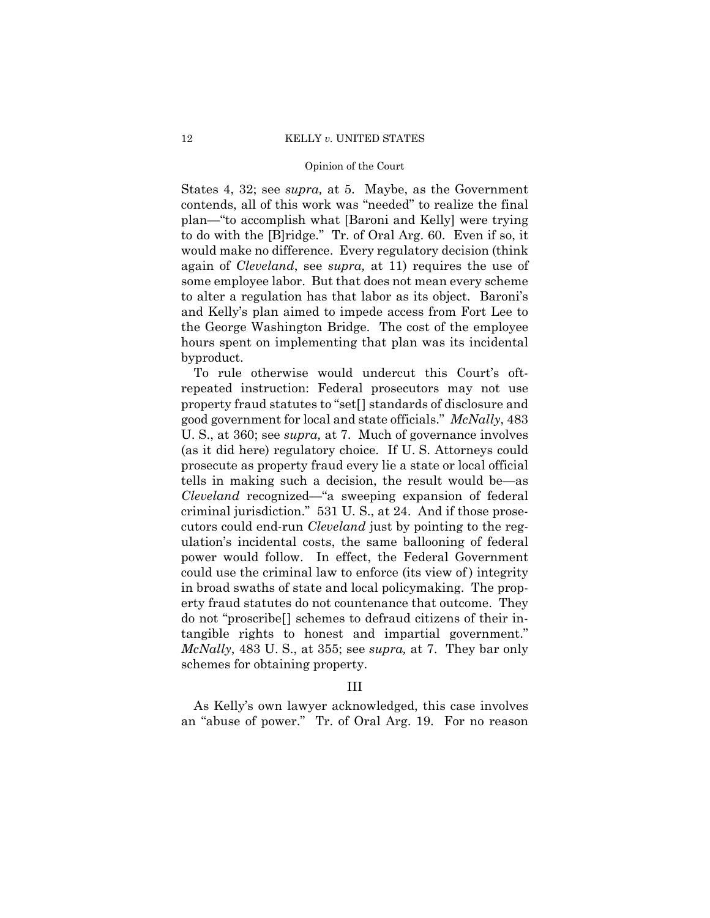States 4, 32; see *supra,* at 5. Maybe, as the Government contends, all of this work was "needed" to realize the final plan—"to accomplish what [Baroni and Kelly] were trying to do with the [B]ridge." Tr. of Oral Arg. 60. Even if so, it would make no difference. Every regulatory decision (think again of *Cleveland*, see *supra,* at 11) requires the use of some employee labor. But that does not mean every scheme to alter a regulation has that labor as its object. Baroni's and Kelly's plan aimed to impede access from Fort Lee to the George Washington Bridge. The cost of the employee hours spent on implementing that plan was its incidental byproduct.

To rule otherwise would undercut this Court's oft-repeated instruction: Federal prosecutors may not use property fraud statutes to "set[] standards of disclosure and good government for local and state officials." *McNally*, 483 U. S., at 360; see *supra,* at 7. Much of governance involves (as it did here) regulatory choice. If U. S. Attorneys could prosecute as property fraud every lie a state or local official tells in making such a decision, the result would be—as *Cleveland* recognized—"a sweeping expansion of federal criminal jurisdiction." 531 U. S., at 24. And if those prosecutors could end-run *Cleveland* just by pointing to the regulation's incidental costs, the same ballooning of federal power would follow. In effect, the Federal Government could use the criminal law to enforce (its view of) integrity in broad swaths of state and local policymaking. The property fraud statutes do not countenance that outcome. They do not "proscribe[] schemes to defraud citizens of their intangible rights to honest and impartial government." *McNally*, 483 U. S., at 355; see *supra,* at 7. They bar only schemes for obtaining property.

## III

As Kelly's own lawyer acknowledged, this case involves an "abuse of power." Tr. of Oral Arg. 19. For no reason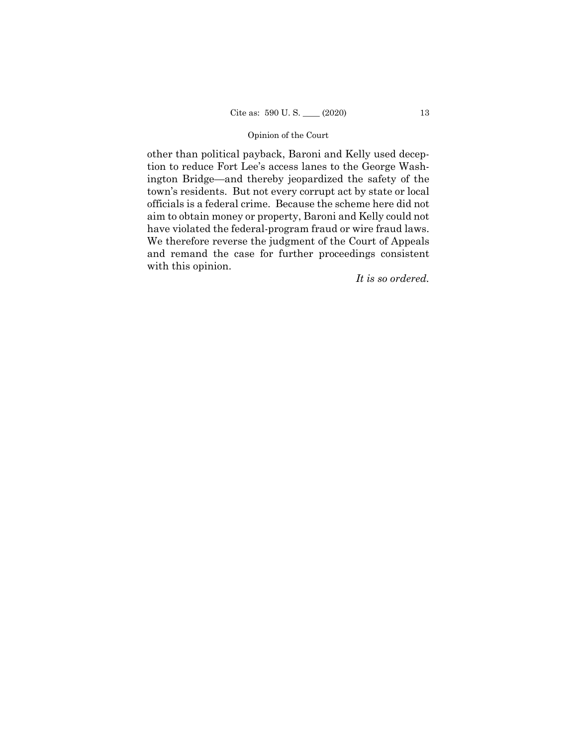other than political payback, Baroni and Kelly used deception to reduce Fort Lee's access lanes to the George Washington Bridge—and thereby jeopardized the safety of the town's residents. But not every corrupt act by state or local officials is a federal crime. Because the scheme here did not aim to obtain money or property, Baroni and Kelly could not have violated the federal-program fraud or wire fraud laws. We therefore reverse the judgment of the Court of Appeals and remand the case for further proceedings consistent with this opinion.

*It is so ordered.*